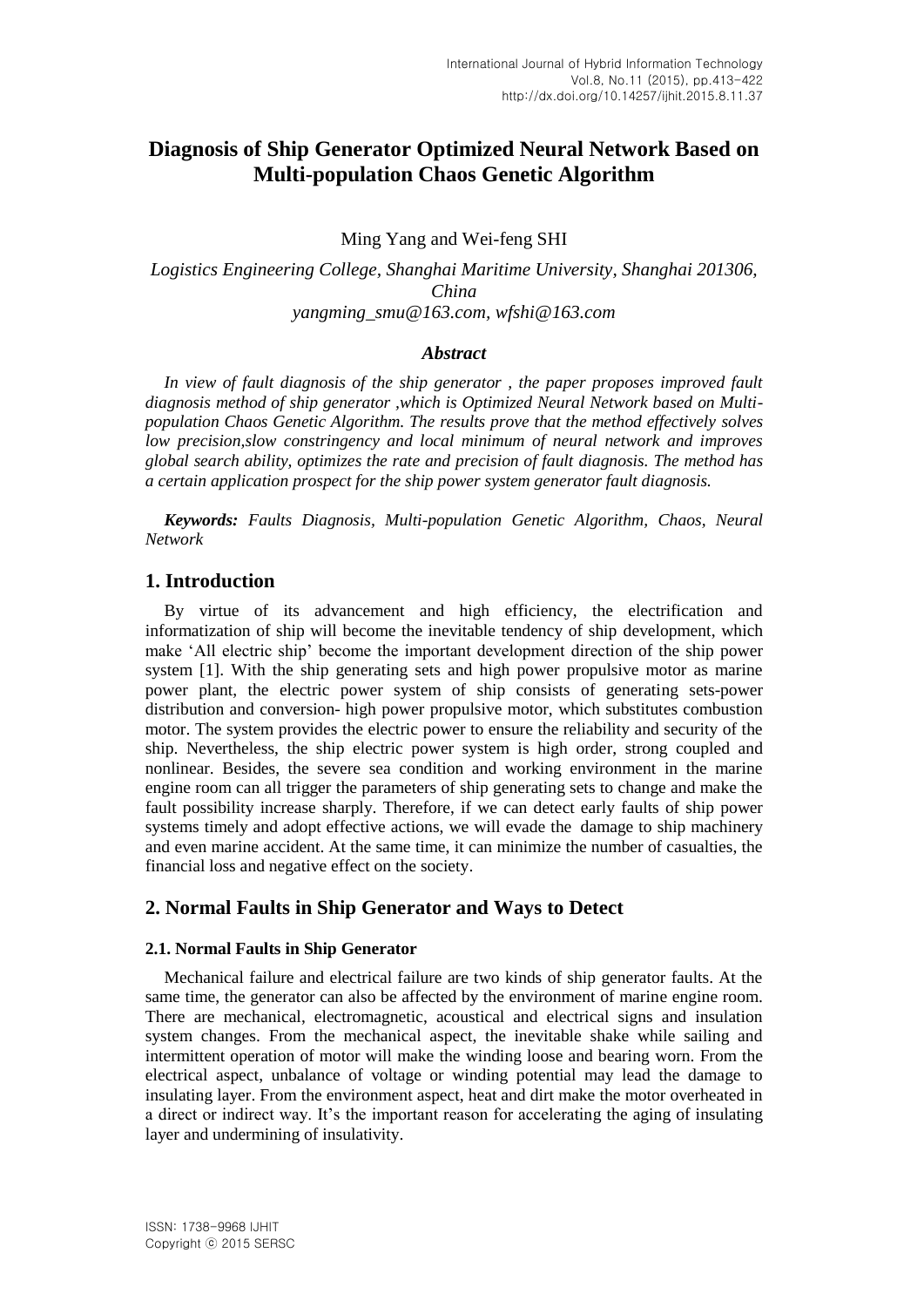# Diagnosis of Ship Generator Optimized Neural Network Based on Multi-population Chaos Genetic Algorithm

Ming Yang and Wei-feng SHI

*Logistics Engineering College, Shanghai Maritime University, Shanghai 201306, China*
*yangming_smu@163.com, wfshi@163.com*

### *Abstract*

*In view of fault diagnosis of the ship generator , the paper proposes improved fault diagnosis method of ship generator ,which is Optimized Neural Network based on Multi-population Chaos Genetic Algorithm. The results prove that the method effectively solves low precision,slow constringency and local minimum of neural network and improves global search ability, optimizes the rate and precision of fault diagnosis. The method has a certain application prospect for the ship power system generator fault diagnosis.*

***Keywords:** Faults Diagnosis, Multi-population Genetic Algorithm, Chaos, Neural Network*

## 1. Introduction

By virtue of its advancement and high efficiency, the electrification and informatization of ship will become the inevitable tendency of ship development, which make 'All electric ship' become the important development direction of the ship power system [1]. With the ship generating sets and high power propulsive motor as marine power plant, the electric power system of ship consists of generating sets-power distribution and conversion- high power propulsive motor, which substitutes combustion motor. The system provides the electric power to ensure the reliability and security of the ship. Nevertheless, the ship electric power system is high order, strong coupled and nonlinear. Besides, the severe sea condition and working environment in the marine engine room can all trigger the parameters of ship generating sets to change and make the fault possibility increase sharply. Therefore, if we can detect early faults of ship power systems timely and adopt effective actions, we will evade the damage to ship machinery and even marine accident. At the same time, it can minimize the number of casualties, the financial loss and negative effect on the society.

## 2. Normal Faults in Ship Generator and Ways to Detect

### 2.1. Normal Faults in Ship Generator

Mechanical failure and electrical failure are two kinds of ship generator faults. At the same time, the generator can also be affected by the environment of marine engine room. There are mechanical, electromagnetic, acoustical and electrical signs and insulation system changes. From the mechanical aspect, the inevitable shake while sailing and intermittent operation of motor will make the winding loose and bearing worn. From the electrical aspect, unbalance of voltage or winding potential may lead the damage to insulating layer. From the environment aspect, heat and dirt make the motor overheated in a direct or indirect way. It's the important reason for accelerating the aging of insulating layer and undermining of insulativity.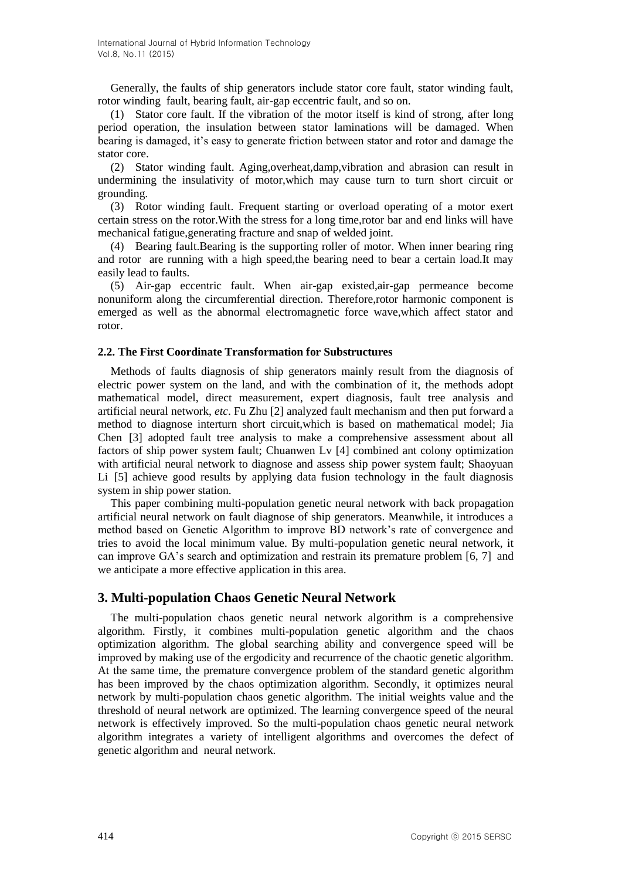Generally, the faults of ship generators include stator core fault, stator winding fault, rotor winding fault, bearing fault, air-gap eccentric fault, and so on.

(1) Stator core fault. If the vibration of the motor itself is kind of strong, after long period operation, the insulation between stator laminations will be damaged. When bearing is damaged, it's easy to generate friction between stator and rotor and damage the stator core.

(2) Stator winding fault. Aging,overheat,damp,vibration and abrasion can result in undermining the insulativity of motor,which may cause turn to turn short circuit or grounding.

(3) Rotor winding fault. Frequent starting or overload operating of a motor exert certain stress on the rotor.With the stress for a long time,rotor bar and end links will have mechanical fatigue,generating fracture and snap of welded joint.

(4) Bearing fault.Bearing is the supporting roller of motor. When inner bearing ring and rotor are running with a high speed,the bearing need to bear a certain load.It may easily lead to faults.

(5) Air-gap eccentric fault. When air-gap existed,air-gap permeance become nonuniform along the circumferential direction. Therefore,rotor harmonic component is emerged as well as the abnormal electromagnetic force wave,which affect stator and rotor.

### 2.2. The First Coordinate Transformation for Substructures

Methods of faults diagnosis of ship generators mainly result from the diagnosis of electric power system on the land, and with the combination of it, the methods adopt mathematical model, direct measurement, expert diagnosis, fault tree analysis and artificial neural network, *etc*. Fu Zhu [2] analyzed fault mechanism and then put forward a method to diagnose interturn short circuit,which is based on mathematical model; Jia Chen [3] adopted fault tree analysis to make a comprehensive assessment about all factors of ship power system fault; Chuanwen Lv [4] combined ant colony optimization with artificial neural network to diagnose and assess ship power system fault; Shaoyuan Li [5] achieve good results by applying data fusion technology in the fault diagnosis system in ship power station.

This paper combining multi-population genetic neural network with back propagation artificial neural network on fault diagnose of ship generators. Meanwhile, it introduces a method based on Genetic Algorithm to improve BD network's rate of convergence and tries to avoid the local minimum value. By multi-population genetic neural network, it can improve GA's search and optimization and restrain its premature problem [6, 7] and we anticipate a more effective application in this area.

## 3. Multi-population Chaos Genetic Neural Network

The multi-population chaos genetic neural network algorithm is a comprehensive algorithm. Firstly, it combines multi-population genetic algorithm and the chaos optimization algorithm. The global searching ability and convergence speed will be improved by making use of the ergodicity and recurrence of the chaotic genetic algorithm. At the same time, the premature convergence problem of the standard genetic algorithm has been improved by the chaos optimization algorithm. Secondly, it optimizes neural network by multi-population chaos genetic algorithm. The initial weights value and the threshold of neural network are optimized. The learning convergence speed of the neural network is effectively improved. So the multi-population chaos genetic neural network algorithm integrates a variety of intelligent algorithms and overcomes the defect of genetic algorithm and neural network.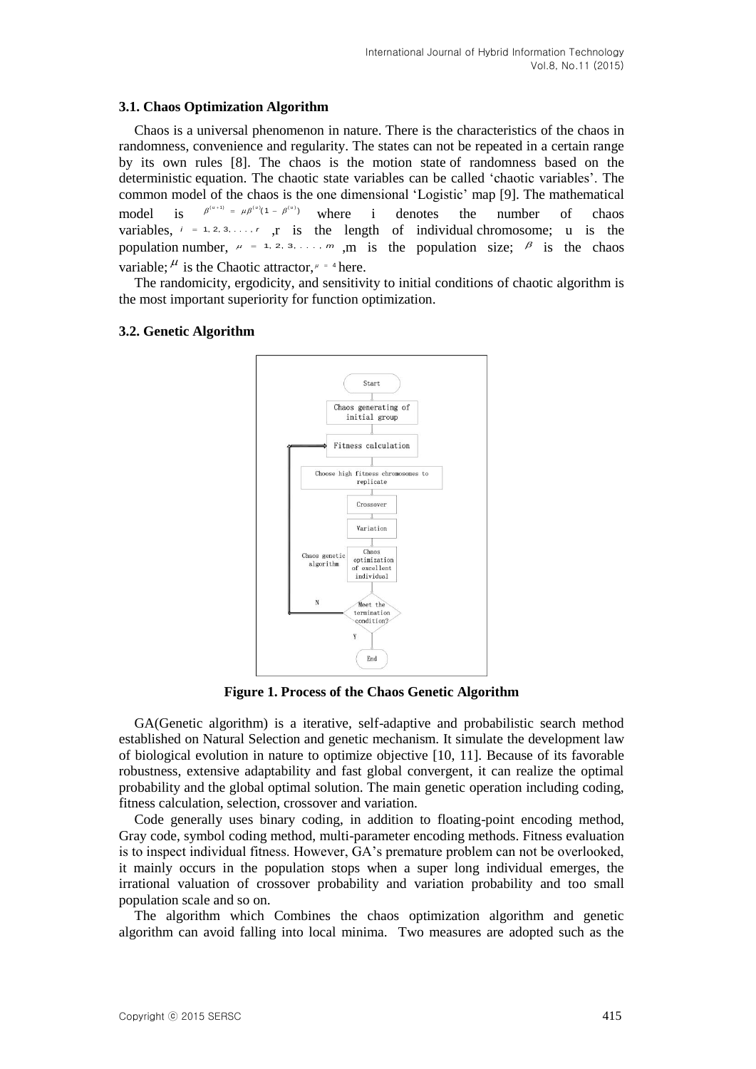### 3.1. Chaos Optimization Algorithm

Chaos is a universal phenomenon in nature. There is the characteristics of the chaos in randomness, convenience and regularity. The states can not be repeated in a certain range by its own rules [8]. The chaos is the motion state of randomness based on the deterministic equation. The chaotic state variables can be called 'chaotic variables'. The common model of the chaos is the one dimensional 'Logistic' map [9]. The mathematical model is $\beta^{(u+1)} = \mu\beta^{(u)}(1 - \beta^{(u)})$ where i denotes the number of chaos variables, $i = 1, 2, 3, ..., r$ ,r is the length of individual chromosome; u is the population number, $\mu = 1, 2, 3, ..., m$ ,m is the population size; $\beta$ is the chaos variable; $\mu$ is the Chaotic attractor, $\mu = 4$ here.

The randomicity, ergodicity, and sensitivity to initial conditions of chaotic algorithm is the most important superiority for function optimization.

### 3.2. Genetic Algorithm

**Figure 1. Process of the Chaos Genetic Algorithm**

GA(Genetic algorithm) is a iterative, self-adaptive and probabilistic search method established on Natural Selection and genetic mechanism. It simulate the development law of biological evolution in nature to optimize objective [10, 11]. Because of its favorable robustness, extensive adaptability and fast global convergent, it can realize the optimal probability and the global optimal solution. The main genetic operation including coding, fitness calculation, selection, crossover and variation.

Code generally uses binary coding, in addition to floating-point encoding method, Gray code, symbol coding method, multi-parameter encoding methods. Fitness evaluation is to inspect individual fitness. However, GA's premature problem can not be overlooked, it mainly occurs in the population stops when a super long individual emerges, the irrational valuation of crossover probability and variation probability and too small population scale and so on.

The algorithm which Combines the chaos optimization algorithm and genetic algorithm can avoid falling into local minima. Two measures are adopted such as the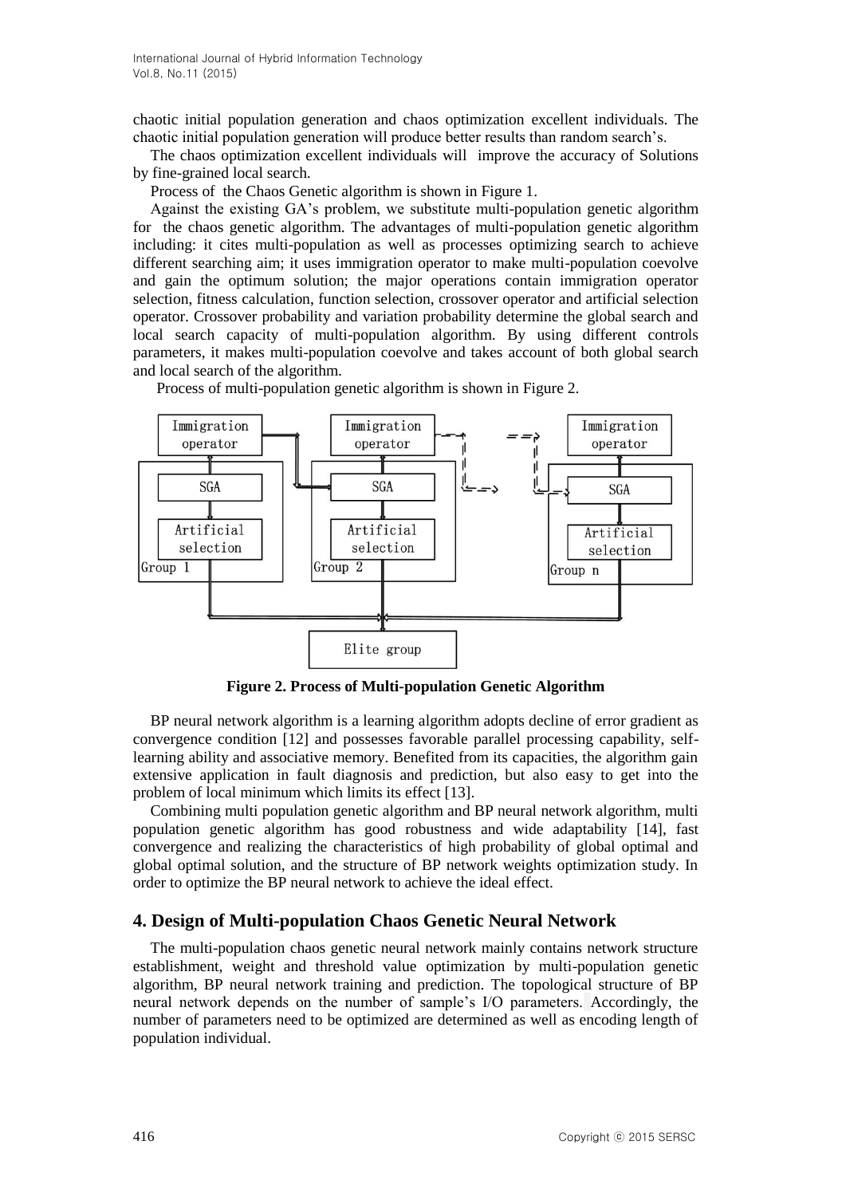chaotic initial population generation and chaos optimization excellent individuals. The chaotic initial population generation will produce better results than random search's.

The chaos optimization excellent individuals will improve the accuracy of Solutions by fine-grained local search.

Process of the Chaos Genetic algorithm is shown in Figure 1.

Against the existing GA's problem, we substitute multi-population genetic algorithm for the chaos genetic algorithm. The advantages of multi-population genetic algorithm including: it cites multi-population as well as processes optimizing search to achieve different searching aim; it uses immigration operator to make multi-population coevolve and gain the optimum solution; the major operations contain immigration operator selection, fitness calculation, function selection, crossover operator and artificial selection operator. Crossover probability and variation probability determine the global search and local search capacity of multi-population algorithm. By using different controls parameters, it makes multi-population coevolve and takes account of both global search and local search of the algorithm.

Process of multi-population genetic algorithm is shown in Figure 2.

**Figure 2. Process of Multi-population Genetic Algorithm**

BP neural network algorithm is a learning algorithm adopts decline of error gradient as convergence condition [12] and possesses favorable parallel processing capability, self-learning ability and associative memory. Benefited from its capacities, the algorithm gain extensive application in fault diagnosis and prediction, but also easy to get into the problem of local minimum which limits its effect [13].

Combining multi population genetic algorithm and BP neural network algorithm, multi population genetic algorithm has good robustness and wide adaptability [14], fast convergence and realizing the characteristics of high probability of global optimal and global optimal solution, and the structure of BP network weights optimization study. In order to optimize the BP neural network to achieve the ideal effect.

## 4. Design of Multi-population Chaos Genetic Neural Network

The multi-population chaos genetic neural network mainly contains network structure establishment, weight and threshold value optimization by multi-population genetic algorithm, BP neural network training and prediction. The topological structure of BP neural network depends on the number of sample's I/O parameters. Accordingly, the number of parameters need to be optimized are determined as well as encoding length of population individual.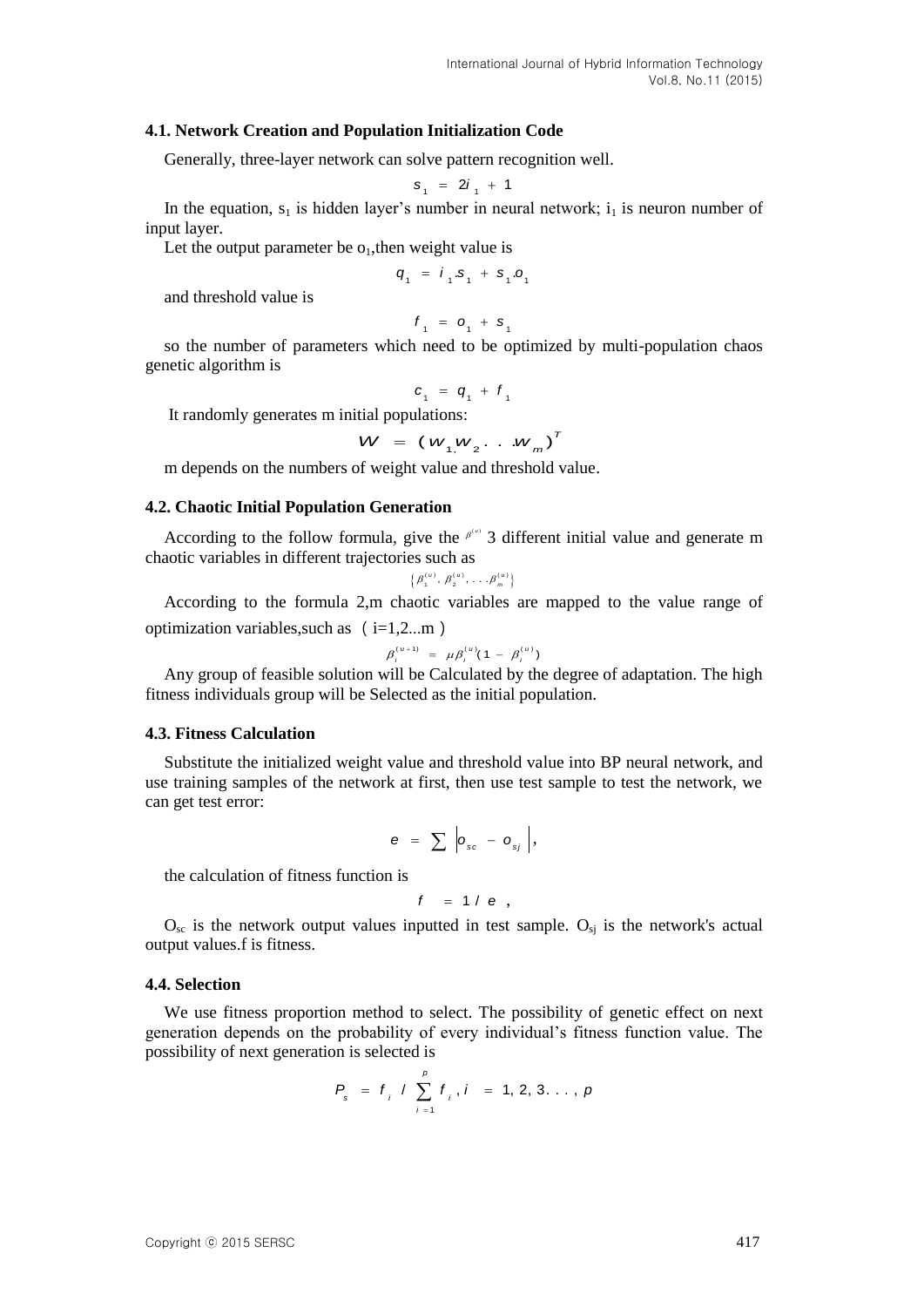### 4.1. Network Creation and Population Initialization Code

Generally, three-layer network can solve pattern recognition well.

$$s_1 = 2i_1 + 1$$

In the equation, $s_1$ is hidden layer's number in neural network; $i_1$ is neuron number of input layer.

Let the output parameter be $o_1$,then weight value is

$$q_1 = i_1 . s_1 + s_1 . o_1$$

and threshold value is

$$f_1 = o_1 + s_1$$

so the number of parameters which need to be optimized by multi-population chaos genetic algorithm is

$$c_1 = q_1 + f_1$$

It randomly generates m initial populations:

$$W = (w_1, w_2 \ldots w_m)^T$$

m depends on the numbers of weight value and threshold value.

### 4.2. Chaotic Initial Population Generation

According to the follow formula, give the $\beta^{(u)}$ 3 different initial value and generate m chaotic variables in different trajectories such as

$$\left\{\beta_1^{(u)}, \beta_2^{(u)}, \ldots \beta_m^{(u)}\right\}$$

According to the formula 2,m chaotic variables are mapped to the value range of optimization variables,such as（i=1,2...m）

$$\beta_i^{(u+1)} = \mu \beta_i^{(u)} (1 - \beta_i^{(u)})$$

Any group of feasible solution will be Calculated by the degree of adaptation. The high fitness individuals group will be Selected as the initial population.

### 4.3. Fitness Calculation

Substitute the initialized weight value and threshold value into BP neural network, and use training samples of the network at first, then use test sample to test the network, we can get test error:

$$e = \sum \left| o_{sc} - o_{sj} \right|,$$

the calculation of fitness function is

$$f = 1 / e \ ,$$

$O_{sc}$ is the network output values inputted in test sample. $O_{sj}$ is the network's actual output values.f is fitness.

### 4.4. Selection

We use fitness proportion method to select. The possibility of genetic effect on next generation depends on the probability of every individual's fitness function value. The possibility of next generation is selected is

$$P_s = f_i \ / \sum_{i=1}^{p} f_i \ , i = 1, 2, 3 \ldots, p$$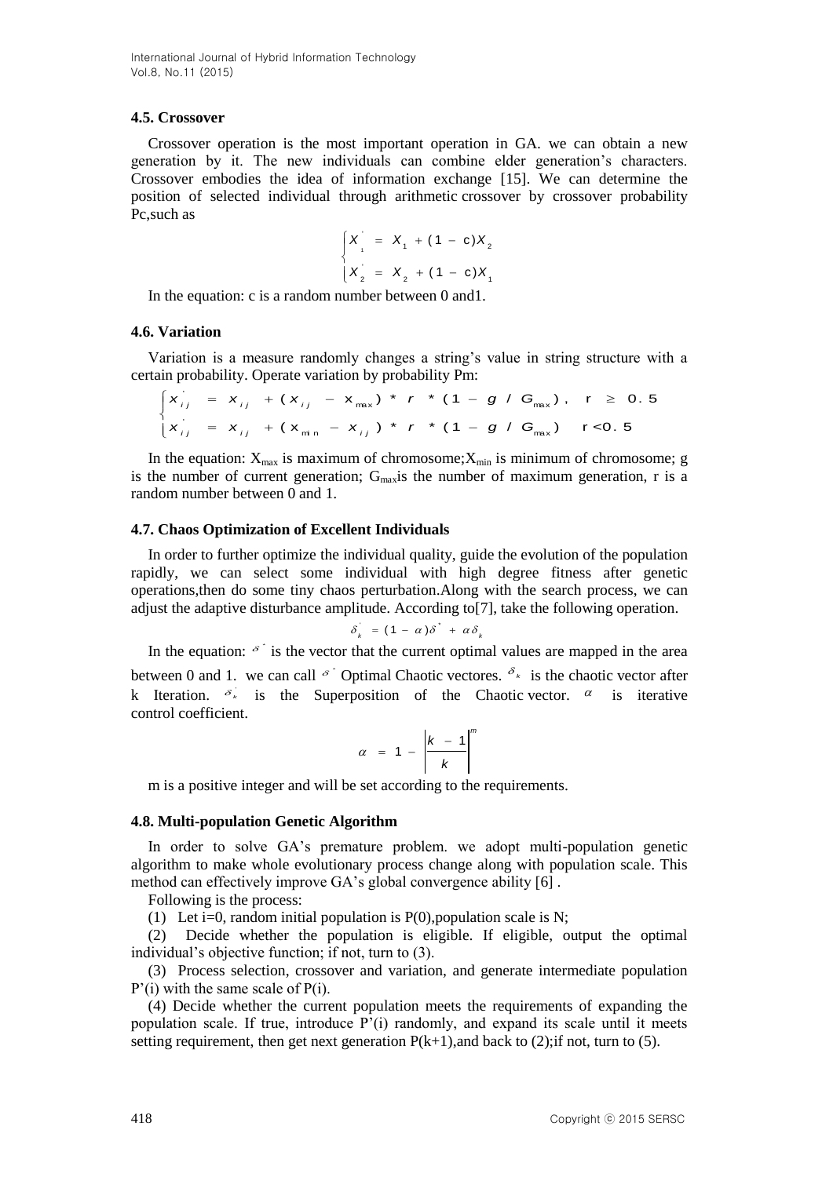### 4.5. Crossover

Crossover operation is the most important operation in GA. we can obtain a new generation by it. The new individuals can combine elder generation's characters. Crossover embodies the idea of information exchange [15]. We can determine the position of selected individual through arithmetic crossover by crossover probability Pc,such as

$$\begin{cases} X_1' = X_1 + (1 - c)X_2 \\ X_2' = X_2 + (1 - c)X_1 \end{cases}$$

In the equation: c is a random number between 0 and1.

### 4.6. Variation

Variation is a measure randomly changes a string's value in string structure with a certain probability. Operate variation by probability Pm:

$$\begin{cases} x_{ij}' = x_{ij} + (x_{ij} - x_{max}) * r * (1 - g / G_{max}), & r \geq 0.5 \\ x_{ij}' = x_{ij} + (x_{min} - x_{ij}) * r * (1 - g / G_{max}) & r < 0.5 \end{cases}$$

In the equation: $X_{max}$ is maximum of chromosome;$X_{min}$ is minimum of chromosome; g is the number of current generation; $G_{max}$is the number of maximum generation, r is a random number between 0 and 1.

### 4.7. Chaos Optimization of Excellent Individuals

In order to further optimize the individual quality, guide the evolution of the population rapidly, we can select some individual with high degree fitness after genetic operations,then do some tiny chaos perturbation.Along with the search process, we can adjust the adaptive disturbance amplitude. According to[7], take the following operation.

$$\delta_k' = (1 - \alpha)\delta^* + \alpha\delta_k$$

In the equation: $\delta^*$ is the vector that the current optimal values are mapped in the area between 0 and 1. we can call $\delta^*$ Optimal Chaotic vectores. $\delta_k$ is the chaotic vector after k Iteration. $\delta_k'$ is the Superposition of the Chaotic vector. $\alpha$ is iterative control coefficient.

$$\alpha = 1 - \left| \frac{k - 1}{k} \right|^m$$

m is a positive integer and will be set according to the requirements.

### 4.8. Multi-population Genetic Algorithm

In order to solve GA's premature problem. we adopt multi-population genetic algorithm to make whole evolutionary process change along with population scale. This method can effectively improve GA's global convergence ability [6] .

Following is the process:

(1) Let i=0, random initial population is P(0),population scale is N;

(2) Decide whether the population is eligible. If eligible, output the optimal individual's objective function; if not, turn to (3).

(3) Process selection, crossover and variation, and generate intermediate population P'(i) with the same scale of P(i).

(4) Decide whether the current population meets the requirements of expanding the population scale. If true, introduce P'(i) randomly, and expand its scale until it meets setting requirement, then get next generation P(k+1),and back to (2);if not, turn to (5).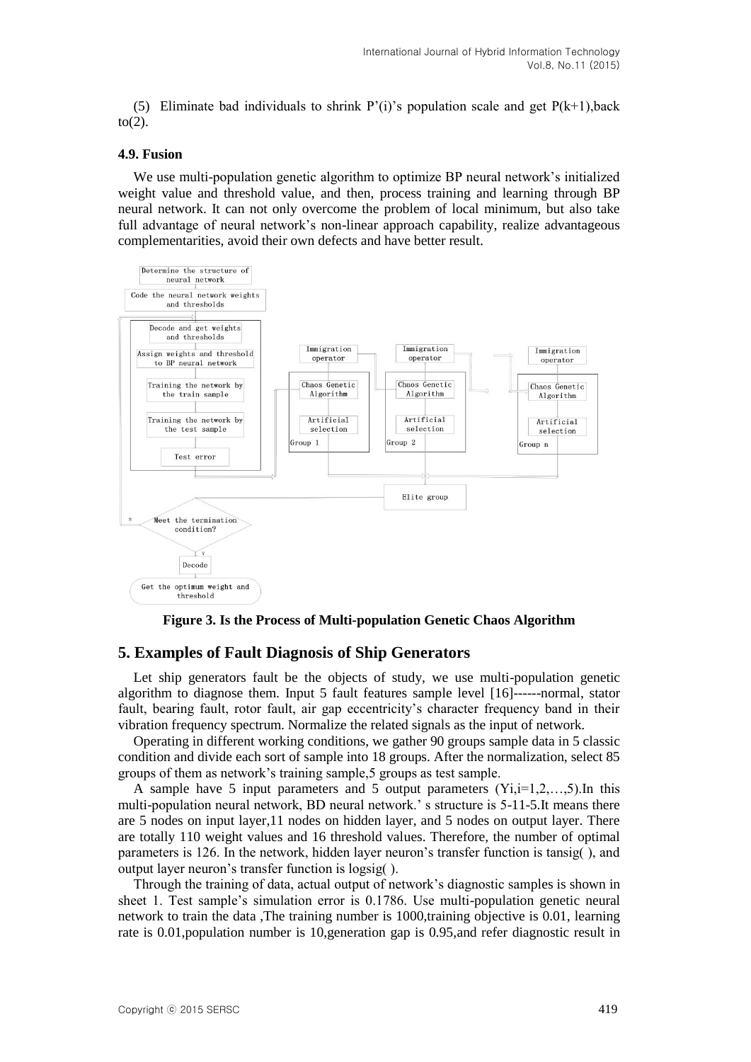(5) Eliminate bad individuals to shrink P'(i)'s population scale and get P(k+1),back to(2).

### 4.9. Fusion

We use multi-population genetic algorithm to optimize BP neural network's initialized weight value and threshold value, and then, process training and learning through BP neural network. It can not only overcome the problem of local minimum, but also take full advantage of neural network's non-linear approach capability, realize advantageous complementarities, avoid their own defects and have better result.

**Figure 3. Is the Process of Multi-population Genetic Chaos Algorithm**

## 5. Examples of Fault Diagnosis of Ship Generators

Let ship generators fault be the objects of study, we use multi-population genetic algorithm to diagnose them. Input 5 fault features sample level [16]------normal, stator fault, bearing fault, rotor fault, air gap eccentricity's character frequency band in their vibration frequency spectrum. Normalize the related signals as the input of network.

Operating in different working conditions, we gather 90 groups sample data in 5 classic condition and divide each sort of sample into 18 groups. After the normalization, select 85 groups of them as network's training sample,5 groups as test sample.

A sample have 5 input parameters and 5 output parameters ($Y_i$,i=1,2,…,5).In this multi-population neural network, BD neural network.' s structure is 5-11-5.It means there are 5 nodes on input layer,11 nodes on hidden layer, and 5 nodes on output layer. There are totally 110 weight values and 16 threshold values. Therefore, the number of optimal parameters is 126. In the network, hidden layer neuron's transfer function is tansig( ), and output layer neuron's transfer function is logsig( ).

Through the training of data, actual output of network's diagnostic samples is shown in sheet 1. Test sample's simulation error is 0.1786. Use multi-population genetic neural network to train the data ,The training number is 1000,training objective is 0.01, learning rate is 0.01,population number is 10,generation gap is 0.95,and refer diagnostic result in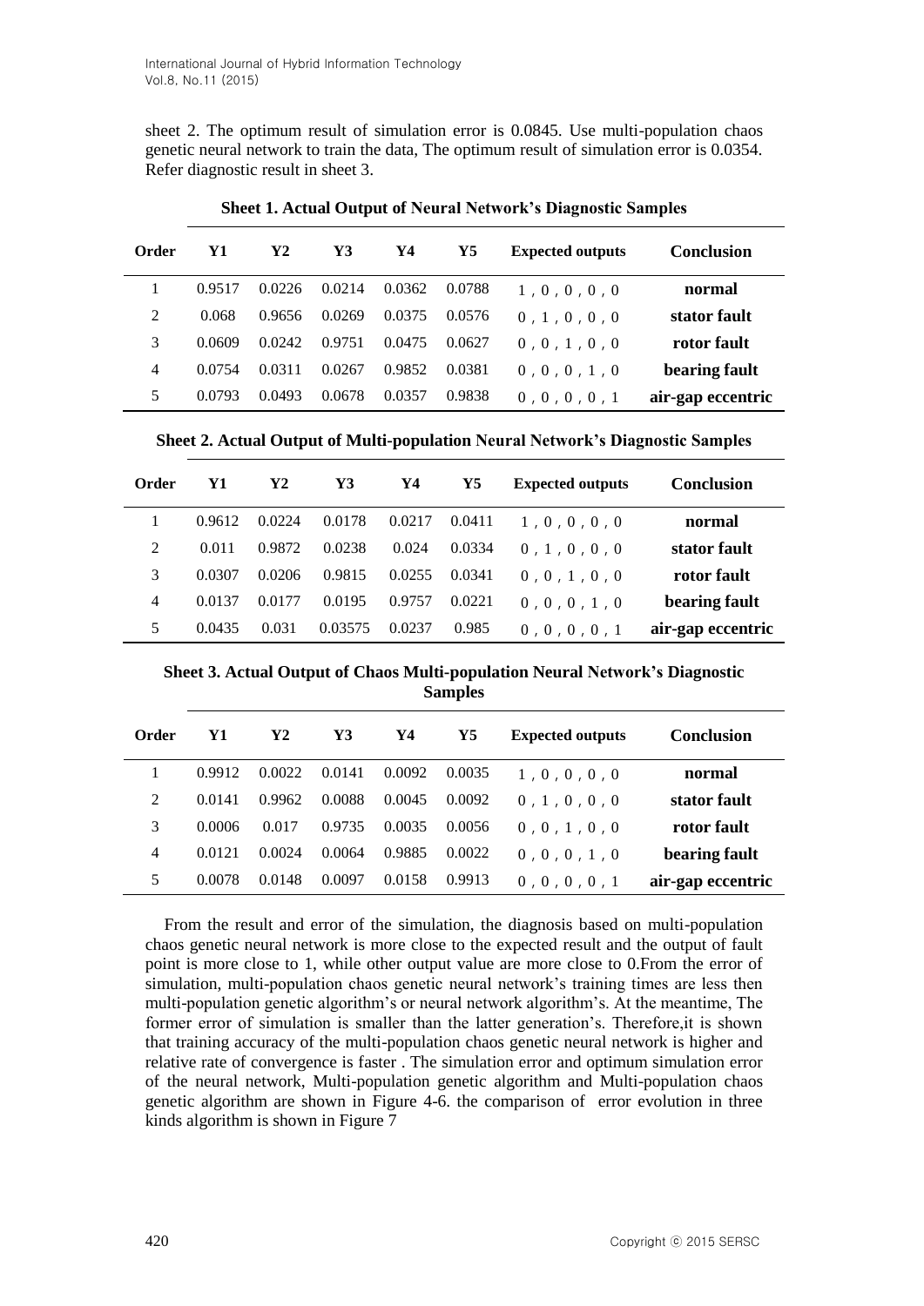sheet 2. The optimum result of simulation error is 0.0845. Use multi-population chaos genetic neural network to train the data, The optimum result of simulation error is 0.0354. Refer diagnostic result in sheet 3.

**Sheet 1. Actual Output of Neural Network's Diagnostic Samples**

| Order | Y1 | Y2 | Y3 | Y4 | Y5 | Expected outputs | Conclusion |
|---|---|---|---|---|---|---|---|
| 1 | 0.9517 | 0.0226 | 0.0214 | 0.0362 | 0.0788 | 1，0，0，0，0 | **normal** |
| 2 | 0.068 | 0.9656 | 0.0269 | 0.0375 | 0.0576 | 0，1，0，0，0 | **stator fault** |
| 3 | 0.0609 | 0.0242 | 0.9751 | 0.0475 | 0.0627 | 0，0，1，0，0 | **rotor fault** |
| 4 | 0.0754 | 0.0311 | 0.0267 | 0.9852 | 0.0381 | 0，0，0，1，0 | **bearing fault** |
| 5 | 0.0793 | 0.0493 | 0.0678 | 0.0357 | 0.9838 | 0，0，0，0，1 | **air-gap eccentric** |

**Sheet 2. Actual Output of Multi-population Neural Network's Diagnostic Samples**

| Order | Y1 | Y2 | Y3 | Y4 | Y5 | Expected outputs | Conclusion |
|---|---|---|---|---|---|---|---|
| 1 | 0.9612 | 0.0224 | 0.0178 | 0.0217 | 0.0411 | 1，0，0，0，0 | **normal** |
| 2 | 0.011 | 0.9872 | 0.0238 | 0.024 | 0.0334 | 0，1，0，0，0 | **stator fault** |
| 3 | 0.0307 | 0.0206 | 0.9815 | 0.0255 | 0.0341 | 0，0，1，0，0 | **rotor fault** |
| 4 | 0.0137 | 0.0177 | 0.0195 | 0.9757 | 0.0221 | 0，0，0，1，0 | **bearing fault** |
| 5 | 0.0435 | 0.031 | 0.03575 | 0.0237 | 0.985 | 0，0，0，0，1 | **air-gap eccentric** |

**Sheet 3. Actual Output of Chaos Multi-population Neural Network's Diagnostic Samples**

| Order | Y1 | Y2 | Y3 | Y4 | Y5 | Expected outputs | Conclusion |
|---|---|---|---|---|---|---|---|
| 1 | 0.9912 | 0.0022 | 0.0141 | 0.0092 | 0.0035 | 1，0，0，0，0 | **normal** |
| 2 | 0.0141 | 0.9962 | 0.0088 | 0.0045 | 0.0092 | 0，1，0，0，0 | **stator fault** |
| 3 | 0.0006 | 0.017 | 0.9735 | 0.0035 | 0.0056 | 0，0，1，0，0 | **rotor fault** |
| 4 | 0.0121 | 0.0024 | 0.0064 | 0.9885 | 0.0022 | 0，0，0，1，0 | **bearing fault** |
| 5 | 0.0078 | 0.0148 | 0.0097 | 0.0158 | 0.9913 | 0，0，0，0，1 | **air-gap eccentric** |

From the result and error of the simulation, the diagnosis based on multi-population chaos genetic neural network is more close to the expected result and the output of fault point is more close to 1, while other output value are more close to 0.From the error of simulation, multi-population chaos genetic neural network's training times are less then multi-population genetic algorithm's or neural network algorithm's. At the meantime, The former error of simulation is smaller than the latter generation's. Therefore,it is shown that training accuracy of the multi-population chaos genetic neural network is higher and relative rate of convergence is faster . The simulation error and optimum simulation error of the neural network, Multi-population genetic algorithm and Multi-population chaos genetic algorithm are shown in Figure 4-6. the comparison of error evolution in three kinds algorithm is shown in Figure 7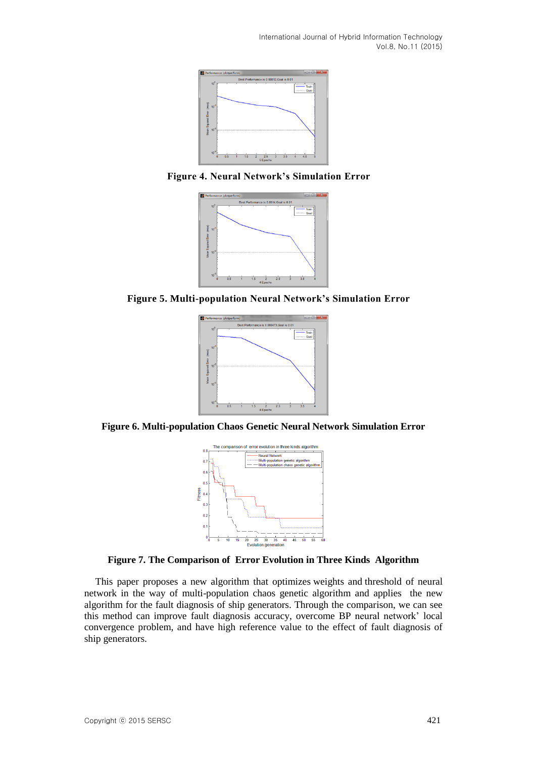**Figure 4. Neural Network's Simulation Error**

**Figure 5. Multi-population Neural Network's Simulation Error**

**Figure 6. Multi-population Chaos Genetic Neural Network Simulation Error**

**Figure 7. The Comparison of Error Evolution in Three Kinds Algorithm**

This paper proposes a new algorithm that optimizes weights and threshold of neural network in the way of multi-population chaos genetic algorithm and applies the new algorithm for the fault diagnosis of ship generators. Through the comparison, we can see this method can improve fault diagnosis accuracy, overcome BP neural network' local convergence problem, and have high reference value to the effect of fault diagnosis of ship generators.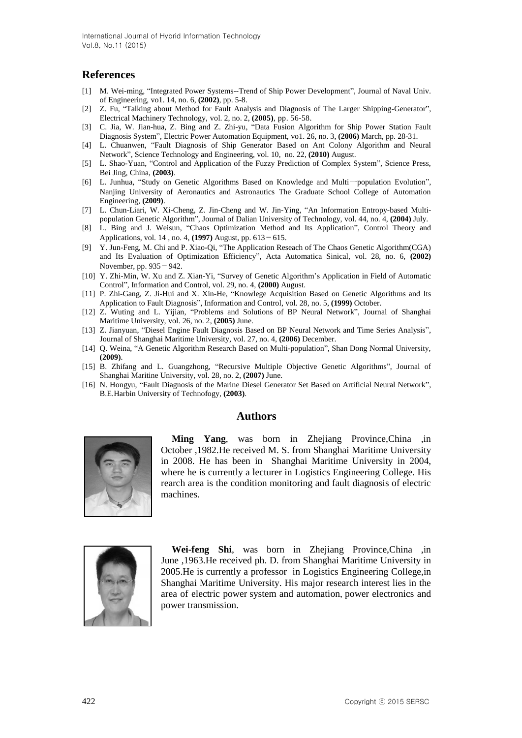## References

[1] M. Wei-ming, "Integrated Power Systems--Trend of Ship Power Development", Journal of Naval Univ. of Engineering, vo1. 14, no. 6, **(2002)**, pp. 5-8.

[2] Z. Fu, "Talking about Method for Fault Analysis and Diagnosis of The Larger Shipping-Generator", Electrical Machinery Technology, vol. 2, no. 2, **(2005)**, pp. 56-58.

[3] C. Jia, W. Jian-hua, Z. Bing and Z. Zhi-yu, "Data Fusion Algorithm for Ship Power Station Fault Diagnosis System", Electric Power Automation Equipment, vo1. 26, no. 3, **(2006)** March, pp. 28-31.

[4] L. Chuanwen, "Fault Diagnosis of Ship Generator Based on Ant Colony Algorithm and Neural Network", Science Technology and Engineering, vol. 10, no. 22, **(2010)** August.

[5] L. Shao-Yuan, "Control and Application of the Fuzzy Prediction of Complex System", Science Press, Bei Jing, China, **(2003)**.

[6] L. Junhua, "Study on Genetic Algorithms Based on Knowledge and Multi一population Evolution", Nanjing University of Aeronautics and Astronautics The Graduate School College of Automation Engineering, **(2009)**.

[7] L. Chun-Liari, W. Xi-Cheng, Z. Jin-Cheng and W. Jin-Ying, "An Information Entropy-based Multi-population Genetic Algorithm", Journal of Dalian University of Technology, vol. 44, no. 4, **(2004)** July.

[8] L. Bing and J. Weisun, "Chaos Optimization Method and Its Application", Control Theory and Applications, vol. 14 , no. 4, **(1997)** August, pp. 613－615.

[9] Y. Jun-Feng, M. Chi and P. Xiao-Qi, "The Application Reseach of The Chaos Genetic Algorithm(CGA) and Its Evaluation of Optimization Efficiency", Acta Automatica Sinical, vol. 28, no. 6, **(2002)** November, pp. 935－942.

[10] Y. Zhi-Min, W. Xu and Z. Xian-Yi, "Survey of Genetic Algorithm's Application in Field of Automatic Control", Information and Control, vol. 29, no. 4, **(2000)** August.

[11] P. Zhi-Gang, Z. Ji-Hui and X. Xin-He, "Knowlege Acquisition Based on Genetic Algorithms and Its Application to Fault Diagnosis", Information and Control, vol. 28, no. 5, **(1999)** October.

[12] Z. Wuting and L. Yijian, "Problems and Solutions of BP Neural Network", Journal of Shanghai Maritime University, vol. 26, no. 2, **(2005)** June.

[13] Z. Jianyuan, "Diesel Engine Fault Diagnosis Based on BP Neural Network and Time Series Analysis", Journal of Shanghai Maritime University, vol. 27, no. 4, **(2006)** December.

[14] Q. Weina, "A Genetic Algorithm Research Based on Multi-population", Shan Dong Normal University, **(2009)**.

[15] B. Zhifang and L. Guangzhong, "Recursive Multiple Objective Genetic Algorithms", Journal of Shanghai Maritine University, vol. 28, no. 2, **(2007)** June.

[16] N. Hongyu, "Fault Diagnosis of the Marine Diesel Generator Set Based on Artificial Neural Network", B.E.Harbin University of Technofogy, **(2003)**.

## Authors

**Ming Yang**, was born in Zhejiang Province,China ,in October ,1982.He received M. S. from Shanghai Maritime University in 2008. He has been in Shanghai Maritime University in 2004, where he is currently a lecturer in Logistics Engineering College. His rearch area is the condition monitoring and fault diagnosis of electric machines.

**Wei-feng Shi**, was born in Zhejiang Province,China ,in June ,1963.He received ph. D. from Shanghai Maritime University in 2005.He is currently a professor in Logistics Engineering College,in Shanghai Maritime University. His major research interest lies in the area of electric power system and automation, power electronics and power transmission.